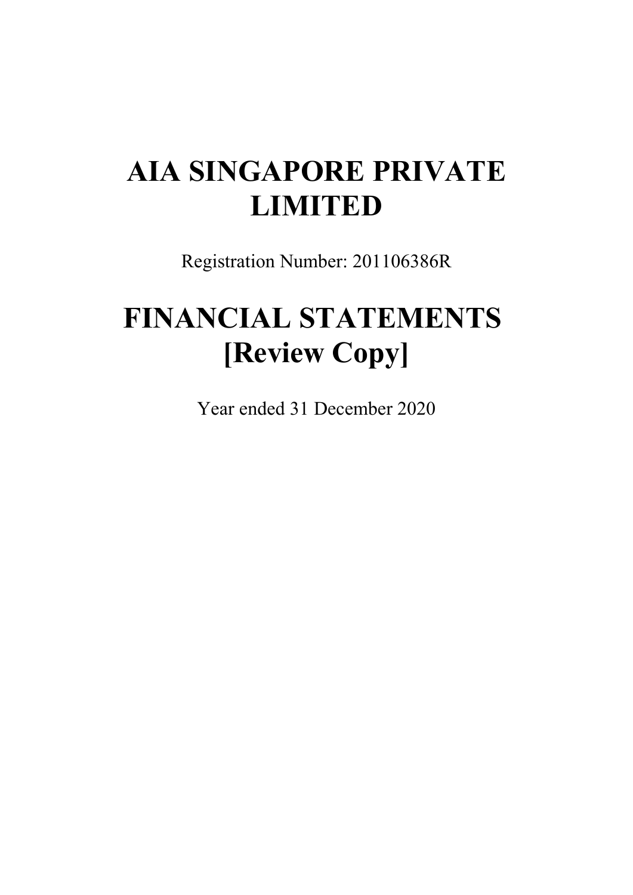# AIA SINGAPORE PRIVATE LIMITED

Registration Number: 201106386R

# FINANCIAL STATEMENTS [Review Copy]

Year ended 31 December 2020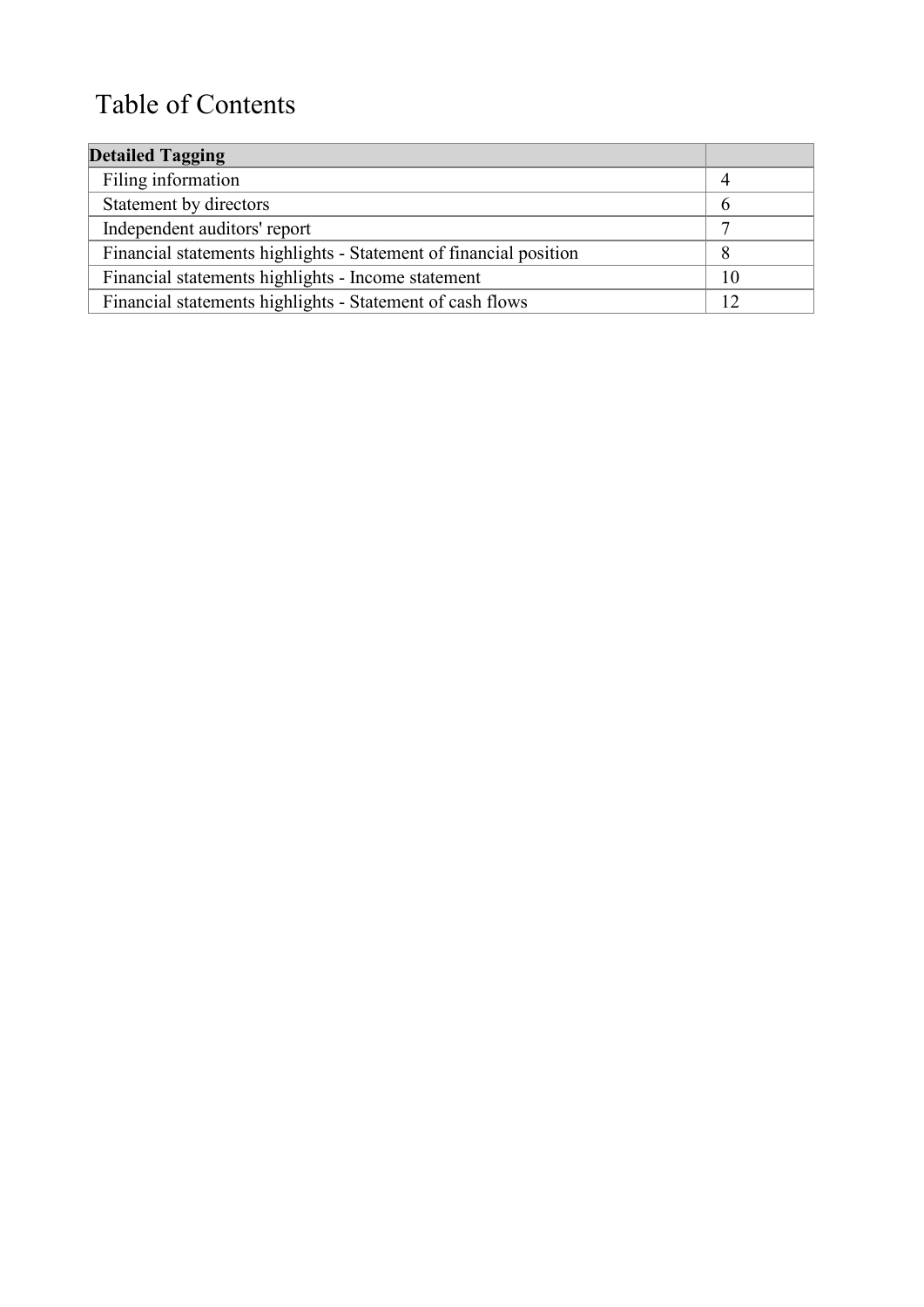# Table of Contents

| **Detailed Tagging** | |
|---|---|
| Filing information | 4 |
| Statement by directors | 6 |
| Independent auditors' report | 7 |
| Financial statements highlights - Statement of financial position | 8 |
| Financial statements highlights - Income statement | 10 |
| Financial statements highlights - Statement of cash flows | 12 |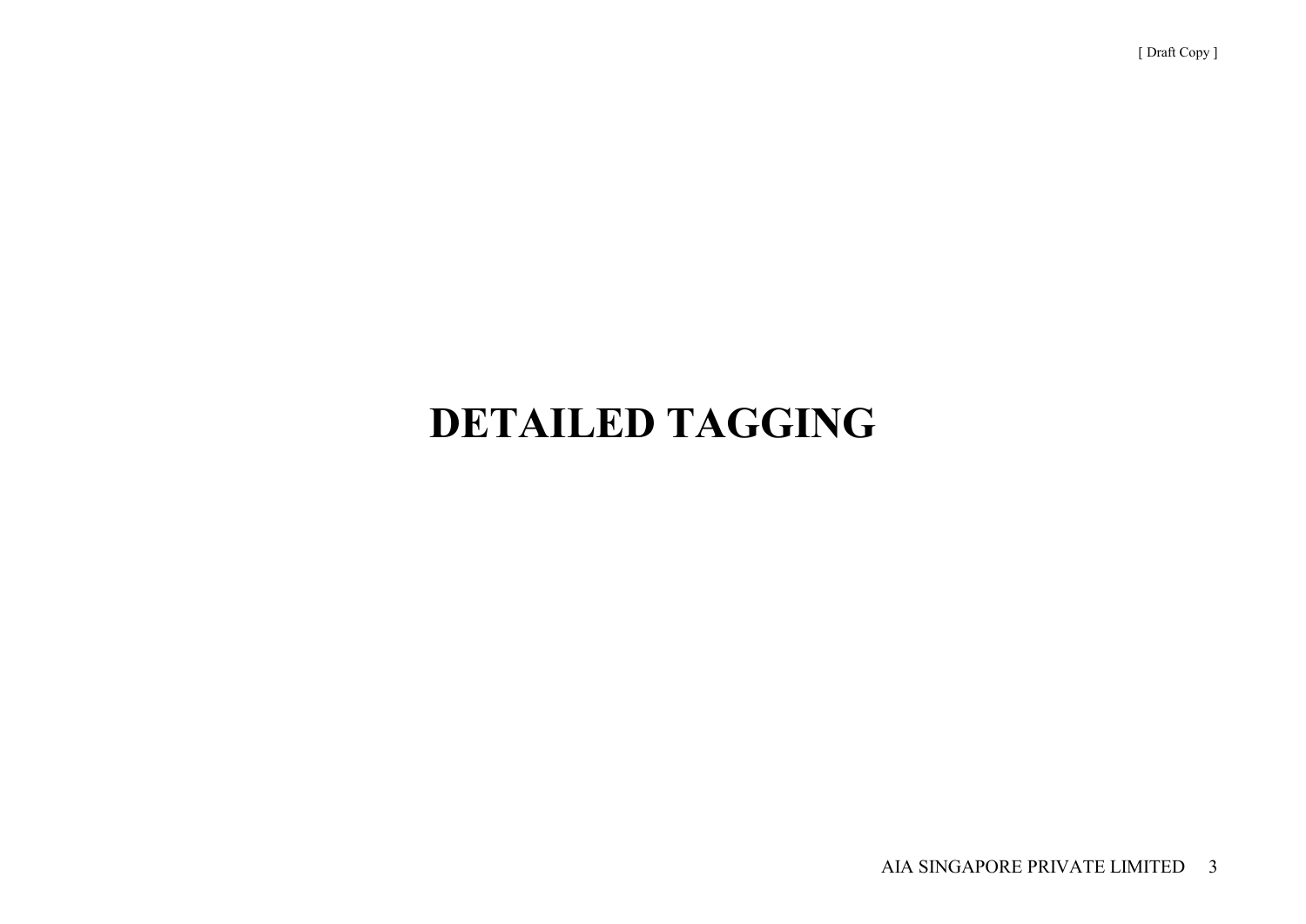# DETAILED TAGGING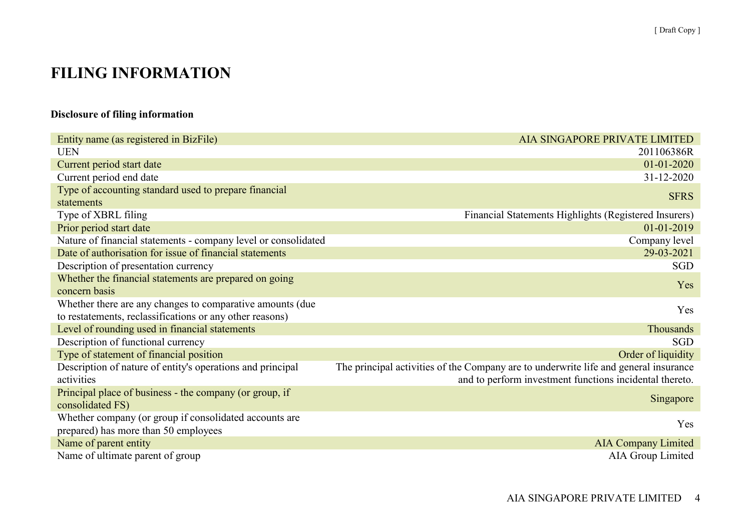# FILING INFORMATION

**Disclosure of filing information**

| | |
|---|---|
| Entity name (as registered in BizFile) | AIA SINGAPORE PRIVATE LIMITED |
| UEN | 201106386R |
| Current period start date | 01-01-2020 |
| Current period end date | 31-12-2020 |
| Type of accounting standard used to prepare financial statements | SFRS |
| Type of XBRL filing | Financial Statements Highlights (Registered Insurers) |
| Prior period start date | 01-01-2019 |
| Nature of financial statements - company level or consolidated | Company level |
| Date of authorisation for issue of financial statements | 29-03-2021 |
| Description of presentation currency | SGD |
| Whether the financial statements are prepared on going concern basis | Yes |
| Whether there are any changes to comparative amounts (due to restatements, reclassifications or any other reasons) | Yes |
| Level of rounding used in financial statements | Thousands |
| Description of functional currency | SGD |
| Type of statement of financial position | Order of liquidity |
| Description of nature of entity's operations and principal activities | The principal activities of the Company are to underwrite life and general insurance and to perform investment functions incidental thereto. |
| Principal place of business - the company (or group, if consolidated FS) | Singapore |
| Whether company (or group if consolidated accounts are prepared) has more than 50 employees | Yes |
| Name of parent entity | AIA Company Limited |
| Name of ultimate parent of group | AIA Group Limited |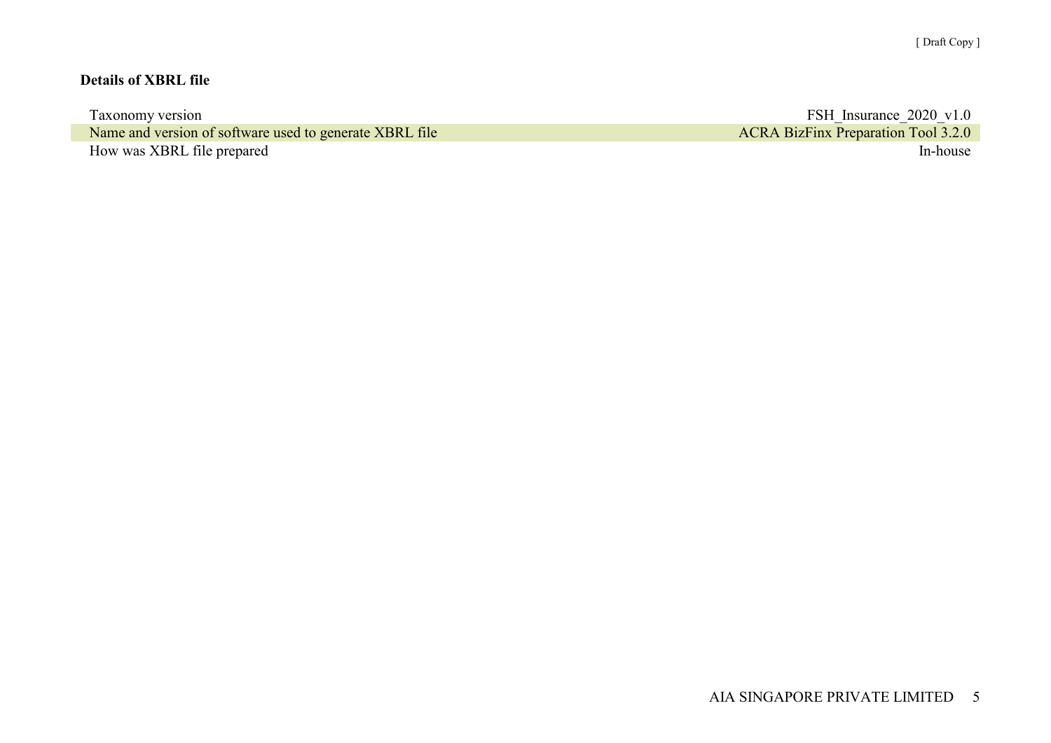**Details of XBRL file**

| | |
|---|---|
| Taxonomy version | FSH_Insurance_2020_v1.0 |
| Name and version of software used to generate XBRL file | ACRA BizFinx Preparation Tool 3.2.0 |
| How was XBRL file prepared | In-house |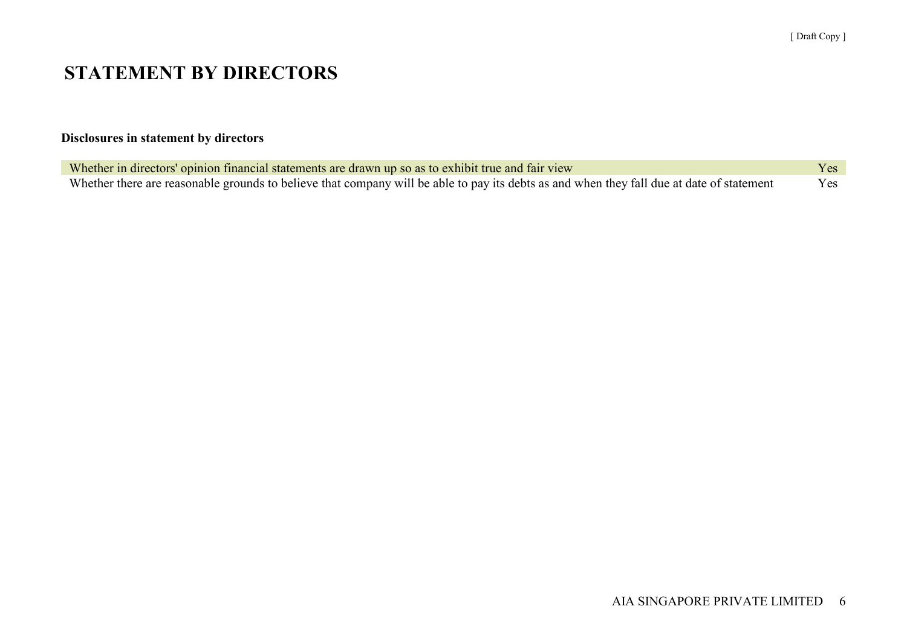# STATEMENT BY DIRECTORS

**Disclosures in statement by directors**

| | |
|---|---|
| Whether in directors' opinion financial statements are drawn up so as to exhibit true and fair view | Yes |
| Whether there are reasonable grounds to believe that company will be able to pay its debts as and when they fall due at date of statement | Yes |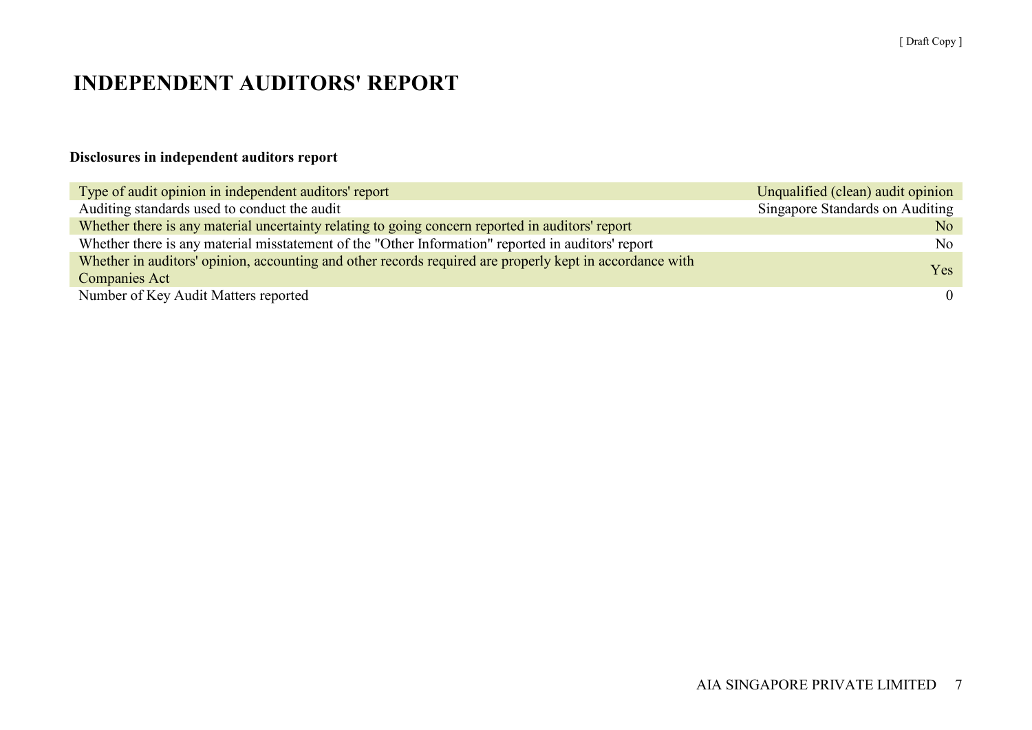# INDEPENDENT AUDITORS' REPORT

**Disclosures in independent auditors report**

| | |
|---|---|
| Type of audit opinion in independent auditors' report | Unqualified (clean) audit opinion |
| Auditing standards used to conduct the audit | Singapore Standards on Auditing |
| Whether there is any material uncertainty relating to going concern reported in auditors' report | No |
| Whether there is any material misstatement of the "Other Information" reported in auditors' report | No |
| Whether in auditors' opinion, accounting and other records required are properly kept in accordance with Companies Act | Yes |
| Number of Key Audit Matters reported | 0 |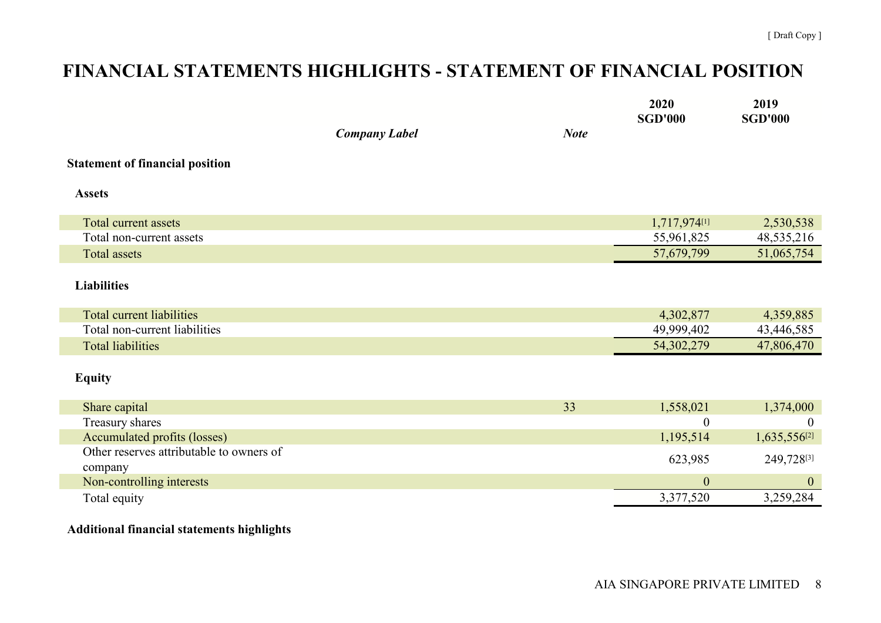[ Draft Copy ]

# FINANCIAL STATEMENTS HIGHLIGHTS - STATEMENT OF FINANCIAL POSITION

| *Company Label* | *Note* | 2020 SGD'000 | 2019 SGD'000 |
|---|---|---|---|
| **Statement of financial position** | | | |
| **Assets** | | | |
| Total current assets | | 1,717,974[1] | 2,530,538 |
| Total non-current assets | | 55,961,825 | 48,535,216 |
| Total assets | | 57,679,799 | 51,065,754 |
| **Liabilities** | | | |
| Total current liabilities | | 4,302,877 | 4,359,885 |
| Total non-current liabilities | | 49,999,402 | 43,446,585 |
| Total liabilities | | 54,302,279 | 47,806,470 |
| **Equity** | | | |
| Share capital | 33 | 1,558,021 | 1,374,000 |
| Treasury shares | | 0 | 0 |
| Accumulated profits (losses) | | 1,195,514 | 1,635,556[2] |
| Other reserves attributable to owners of company | | 623,985 | 249,728[3] |
| Non-controlling interests | | 0 | 0 |
| Total equity | | 3,377,520 | 3,259,284 |

**Additional financial statements highlights**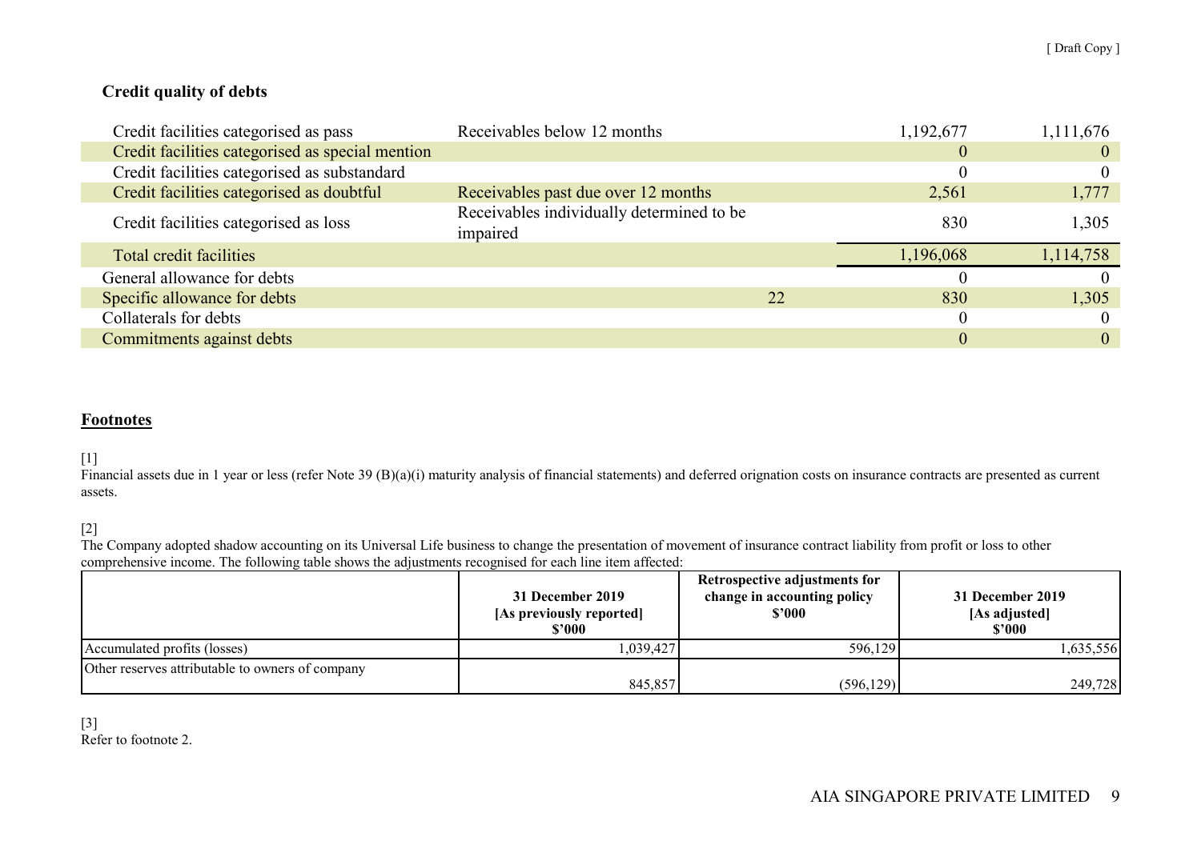### Credit quality of debts

| | | | | |
|---|---|---|---|---|
| Credit facilities categorised as pass | Receivables below 12 months | | 1,192,677 | 1,111,676 |
| Credit facilities categorised as special mention | | | 0 | 0 |
| Credit facilities categorised as substandard | | | 0 | 0 |
| Credit facilities categorised as doubtful | Receivables past due over 12 months | | 2,561 | 1,777 |
| Credit facilities categorised as loss | Receivables individually determined to be impaired | | 830 | 1,305 |
| Total credit facilities | | | 1,196,068 | 1,114,758 |
| General allowance for debts | | | 0 | 0 |
| Specific allowance for debts | | 22 | 830 | 1,305 |
| Collaterals for debts | | | 0 | 0 |
| Commitments against debts | | | 0 | 0 |

## Footnotes

[1]
Financial assets due in 1 year or less (refer Note 39 (B)(a)(i) maturity analysis of financial statements) and deferred orignation costs on insurance contracts are presented as current assets.

[2]
The Company adopted shadow accounting on its Universal Life business to change the presentation of movement of insurance contract liability from profit or loss to other comprehensive income. The following table shows the adjustments recognised for each line item affected:

| | 31 December 2019 [As previously reported] $'000 | Retrospective adjustments for change in accounting policy $'000 | 31 December 2019 [As adjusted] $'000 |
|---|---|---|---|
| Accumulated profits (losses) | 1,039,427 | 596,129 | 1,635,556 |
| Other reserves attributable to owners of company | 845,857 | (596,129) | 249,728 |

[3]
Refer to footnote 2.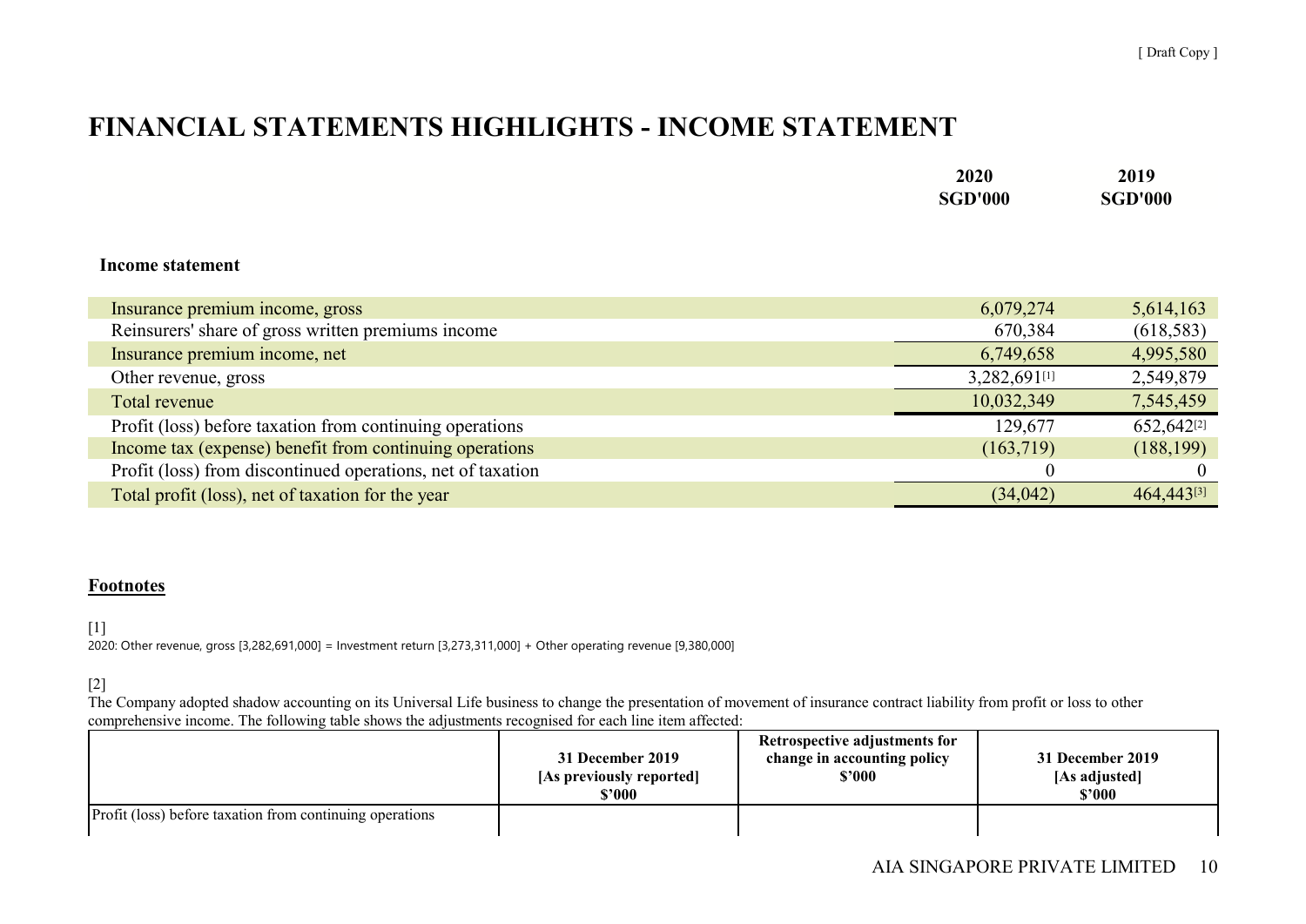# FINANCIAL STATEMENTS HIGHLIGHTS - INCOME STATEMENT

| | 2020 SGD'000 | 2019 SGD'000 |
|---|---|---|
| **Income statement** | | |
| Insurance premium income, gross | 6,079,274 | 5,614,163 |
| Reinsurers' share of gross written premiums income | 670,384 | (618,583) |
| Insurance premium income, net | 6,749,658 | 4,995,580 |
| Other revenue, gross | 3,282,691[1] | 2,549,879 |
| Total revenue | 10,032,349 | 7,545,459 |
| Profit (loss) before taxation from continuing operations | 129,677 | 652,642[2] |
| Income tax (expense) benefit from continuing operations | (163,719) | (188,199) |
| Profit (loss) from discontinued operations, net of taxation | 0 | 0 |
| Total profit (loss), net of taxation for the year | (34,042) | 464,443[3] |

**Footnotes**

[1]
2020: Other revenue, gross [3,282,691,000] = Investment return [3,273,311,000] + Other operating revenue [9,380,000]

[2]
The Company adopted shadow accounting on its Universal Life business to change the presentation of movement of insurance contract liability from profit or loss to other comprehensive income. The following table shows the adjustments recognised for each line item affected:

| | 31 December 2019 [As previously reported] $'000 | Retrospective adjustments for change in accounting policy $'000 | 31 December 2019 [As adjusted] $'000 |
|---|---|---|---|
| Profit (loss) before taxation from continuing operations | | | |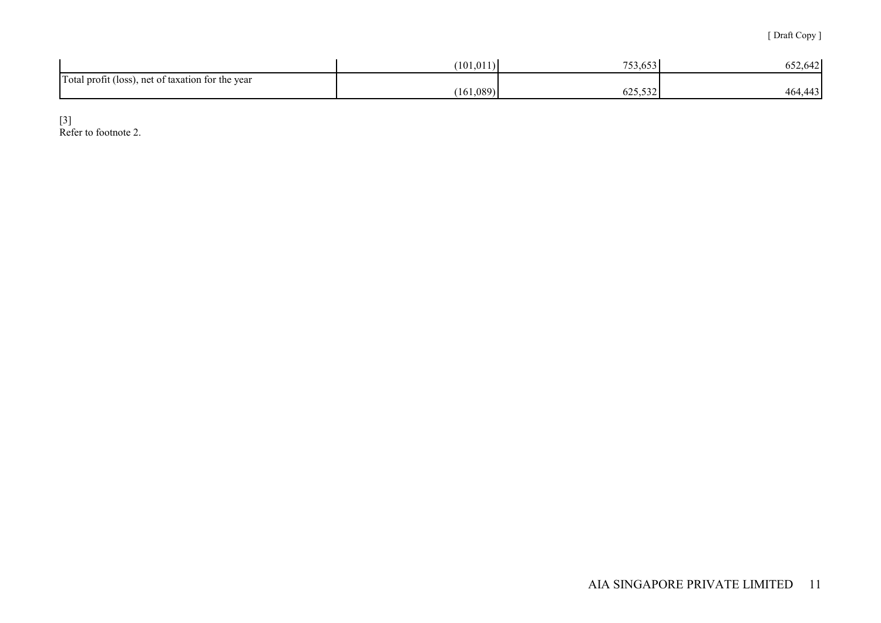| | | | |
|---|---|---|---|
| | (101,011) | 753,653 | 652,642 |
| Total profit (loss), net of taxation for the year | (161,089) | 625,532 | 464,443 |

[3]
Refer to footnote 2.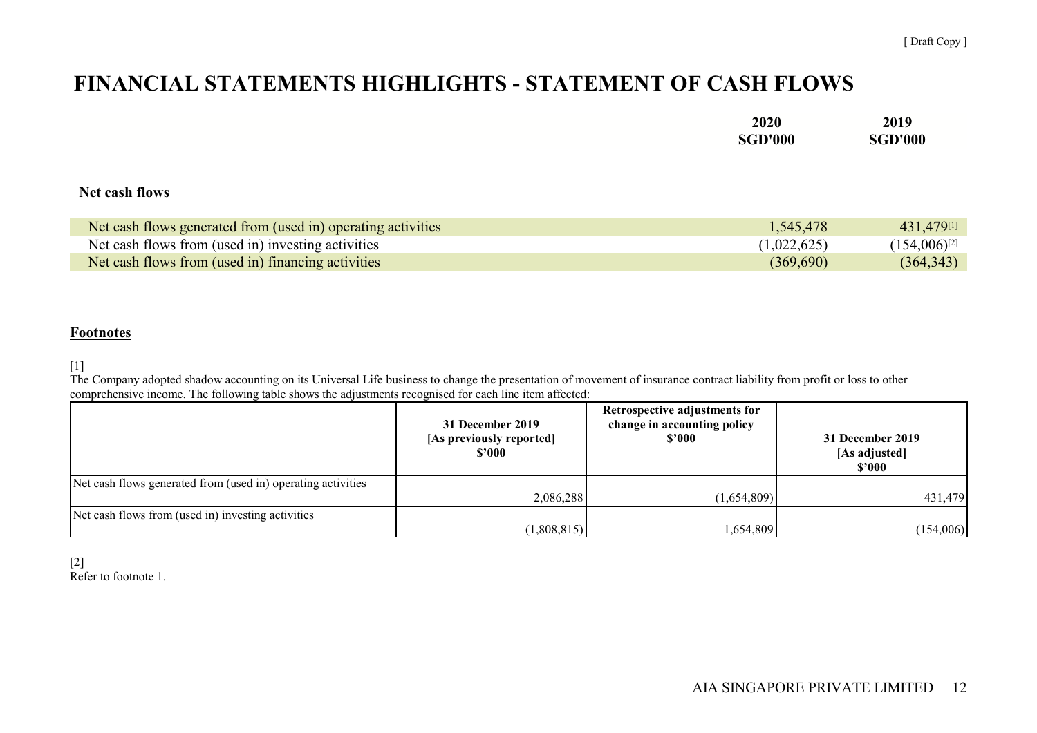# FINANCIAL STATEMENTS HIGHLIGHTS - STATEMENT OF CASH FLOWS

| | 2020 SGD'000 | 2019 SGD'000 |
|---|---|---|
| **Net cash flows** | | |
| Net cash flows generated from (used in) operating activities | 1,545,478 | 431,479[1] |
| Net cash flows from (used in) investing activities | (1,022,625) | (154,006)[2] |
| Net cash flows from (used in) financing activities | (369,690) | (364,343) |

**Footnotes**

[1]
The Company adopted shadow accounting on its Universal Life business to change the presentation of movement of insurance contract liability from profit or loss to other comprehensive income. The following table shows the adjustments recognised for each line item affected:

| | 31 December 2019 [As previously reported] $'000 | Retrospective adjustments for change in accounting policy $'000 | 31 December 2019 [As adjusted] $'000 |
|---|---|---|---|
| Net cash flows generated from (used in) operating activities | 2,086,288 | (1,654,809) | 431,479 |
| Net cash flows from (used in) investing activities | (1,808,815) | 1,654,809 | (154,006) |

[2]
Refer to footnote 1.